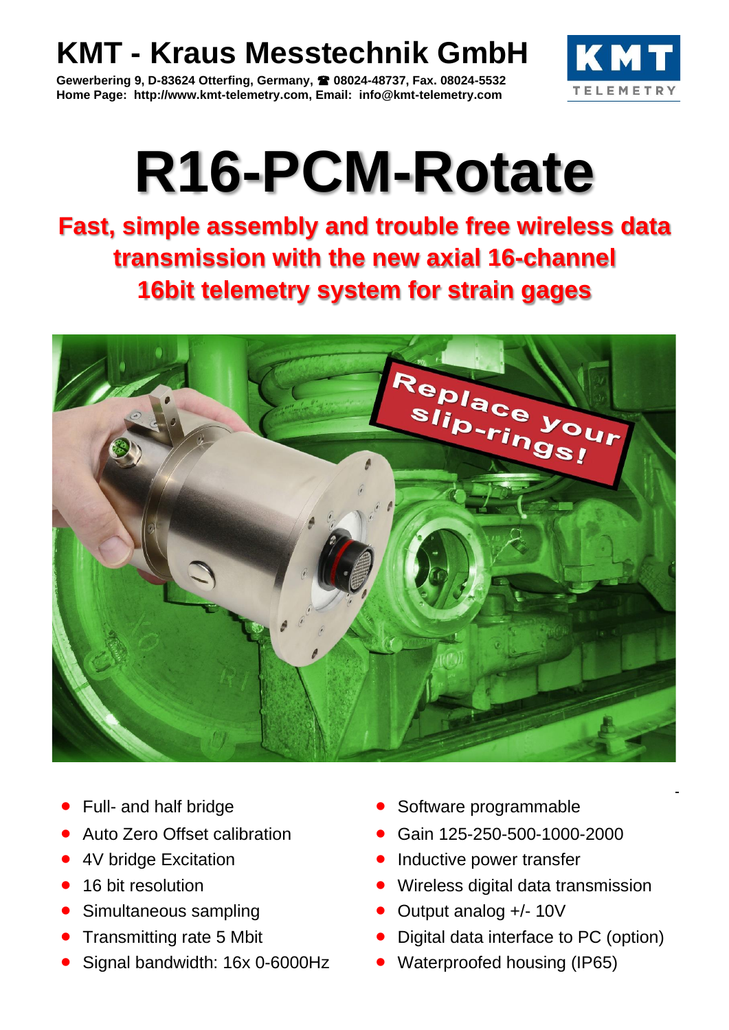# KMT - Kraus Messtechnik GmbH

**Gewerbering 9, D-83624 Otterfing, Germany, ☎ 08024-48737, Fax. 08024-5532**
**Home Page: http://www.kmt-telemetry.com, Email: info@kmt-telemetry.com**

# R16-PCM-Rotate

## Fast, simple assembly and trouble free wireless data transmission with the new axial 16-channel 16bit telemetry system for strain gages

- Full- and half bridge
- Auto Zero Offset calibration
- 4V bridge Excitation
- 16 bit resolution
- Simultaneous sampling
- Transmitting rate 5 Mbit
- Signal bandwidth: 16x 0-6000Hz
- Software programmable
- Gain 125-250-500-1000-2000
- Inductive power transfer
- Wireless digital data transmission
- Output analog +/- 10V
- Digital data interface to PC (option)
- Waterproofed housing (IP65)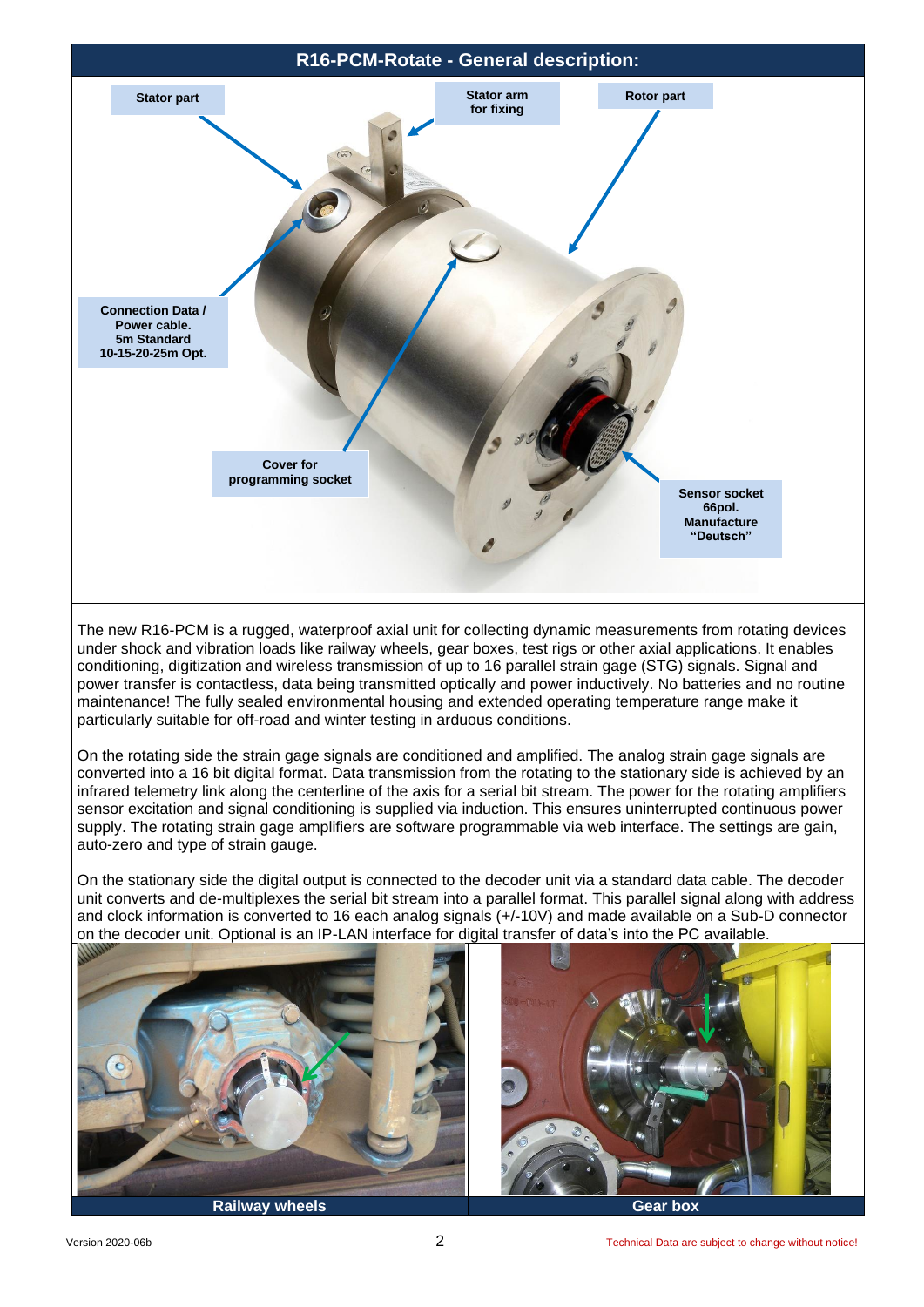## R16-PCM-Rotate - General description:

Stator part

Stator arm for fixing

Rotor part

Connection Data / Power cable. 5m Standard 10-15-20-25m Opt.

Cover for programming socket

Sensor socket 66pol. Manufacture "Deutsch"

The new R16-PCM is a rugged, waterproof axial unit for collecting dynamic measurements from rotating devices under shock and vibration loads like railway wheels, gear boxes, test rigs or other axial applications. It enables conditioning, digitization and wireless transmission of up to 16 parallel strain gage (STG) signals. Signal and power transfer is contactless, data being transmitted optically and power inductively. No batteries and no routine maintenance! The fully sealed environmental housing and extended operating temperature range make it particularly suitable for off-road and winter testing in arduous conditions.

On the rotating side the strain gage signals are conditioned and amplified. The analog strain gage signals are converted into a 16 bit digital format. Data transmission from the rotating to the stationary side is achieved by an infrared telemetry link along the centerline of the axis for a serial bit stream. The power for the rotating amplifiers sensor excitation and signal conditioning is supplied via induction. This ensures uninterrupted continuous power supply. The rotating strain gage amplifiers are software programmable via web interface. The settings are gain, auto-zero and type of strain gauge.

On the stationary side the digital output is connected to the decoder unit via a standard data cable. The decoder unit converts and de-multiplexes the serial bit stream into a parallel format. This parallel signal along with address and clock information is converted to 16 each analog signals (+/-10V) and made available on a Sub-D connector on the decoder unit. Optional is an IP-LAN interface for digital transfer of data's into the PC available.

| Railway wheels | Gear box |
|---|---|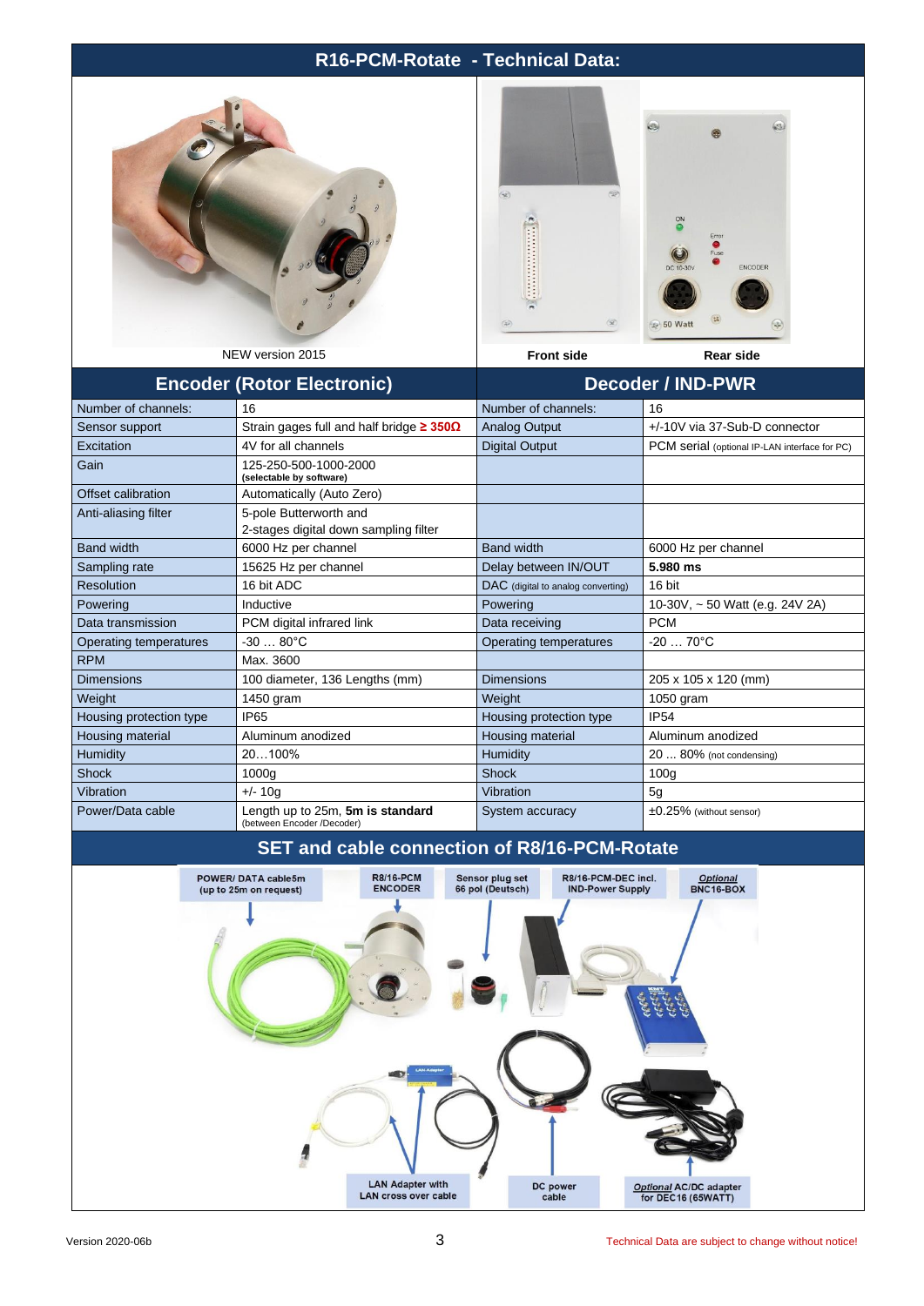# R16-PCM-Rotate - Technical Data:

NEW version 2015

Front side

Rear side

| Encoder (Rotor Electronic) | | Decoder / IND-PWR | |
|---|---|---|---|
| Number of channels: | 16 | Number of channels: | 16 |
| Sensor support | Strain gages full and half bridge **≥ 350Ω** | Analog Output | +/-10V via 37-Sub-D connector |
| Excitation | 4V for all channels | Digital Output | PCM serial (optional IP-LAN interface for PC) |
| Gain | 125-250-500-1000-2000 **(selectable by software)** | | |
| Offset calibration | Automatically (Auto Zero) | | |
| Anti-aliasing filter | 5-pole Butterworth and 2-stages digital down sampling filter | | |
| Band width | 6000 Hz per channel | Band width | 6000 Hz per channel |
| Sampling rate | 15625 Hz per channel | Delay between IN/OUT | **5.980 ms** |
| Resolution | 16 bit ADC | DAC (digital to analog converting) | 16 bit |
| Powering | Inductive | Powering | 10-30V, ~ 50 Watt (e.g. 24V 2A) |
| Data transmission | PCM digital infrared link | Data receiving | PCM |
| Operating temperatures | -30 … 80°C | Operating temperatures | -20 … 70°C |
| RPM | Max. 3600 | | |
| Dimensions | 100 diameter, 136 Lengths (mm) | Dimensions | 205 x 105 x 120 (mm) |
| Weight | 1450 gram | Weight | 1050 gram |
| Housing protection type | IP65 | Housing protection type | IP54 |
| Housing material | Aluminum anodized | Housing material | Aluminum anodized |
| Humidity | 20…100% | Humidity | 20 … 80% (not condensing) |
| Shock | 1000g | Shock | 100g |
| Vibration | +/- 10g | Vibration | 5g |
| Power/Data cable | Length up to 25m, **5m is standard** (between Encoder /Decoder) | System accuracy | ±0.25% (without sensor) |

## SET and cable connection of R8/16-PCM-Rotate

POWER/ DATA cable5m (up to 25m on request)

R8/16-PCM ENCODER

Sensor plug set 66 pol (Deutsch)

R8/16-PCM-DEC incl. IND-Power Supply

*Optional* BNC16-BOX

LAN Adapter with LAN cross over cable

DC power cable

*Optional* AC/DC adapter for DEC16 (65WATT)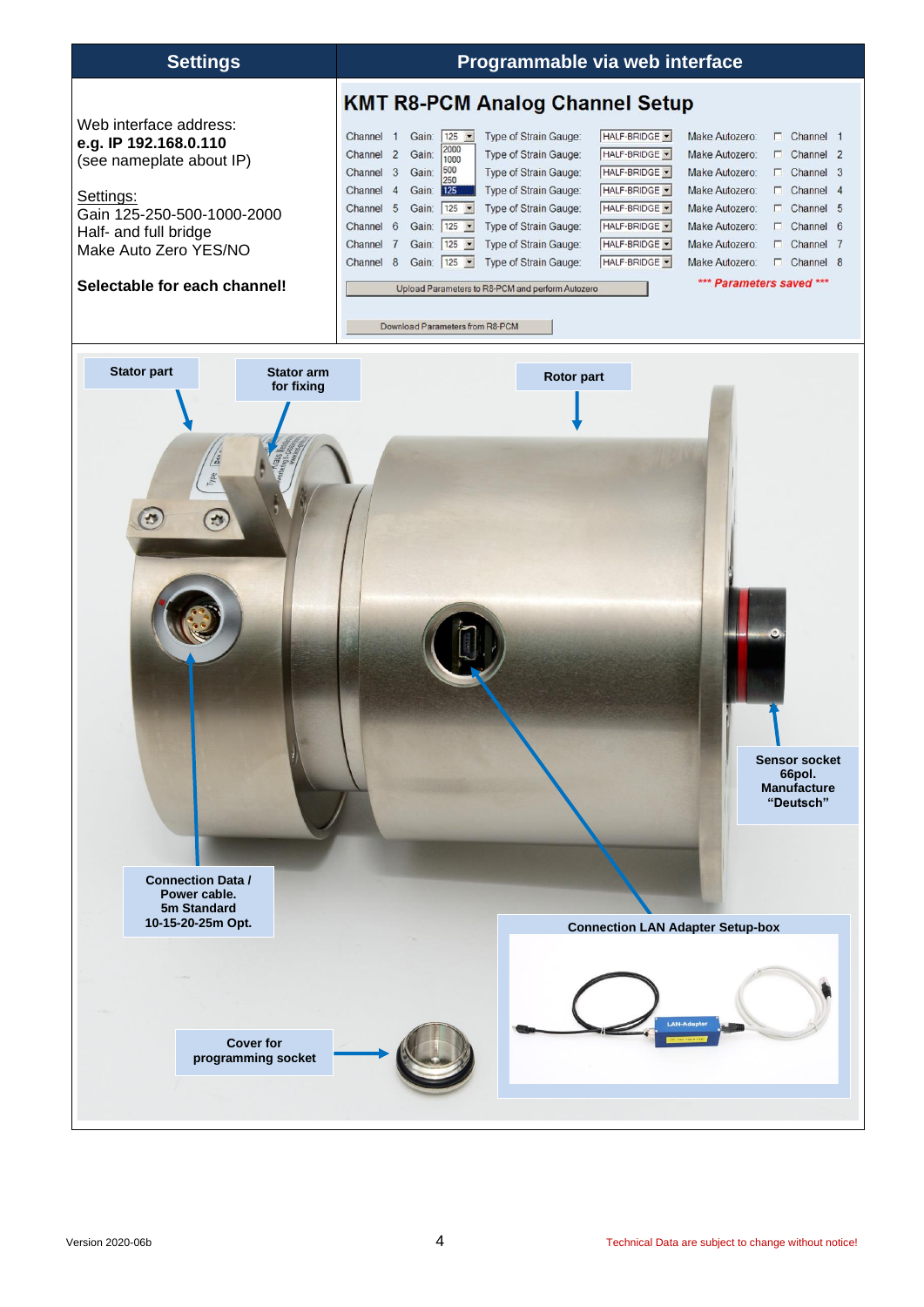| Settings | Programmable via web interface |
|---|---|
| Web interface address:<br>**e.g. IP 192.168.0.110**<br>(see nameplate about IP)<br><br>Settings:<br>Gain 125-250-500-1000-2000<br>Half- and full bridge<br>Make Auto Zero YES/NO<br><br>**Selectable for each channel!** | **KMT R8-PCM Analog Channel Setup** |

Stator part

Stator arm for fixing

Rotor part

Sensor socket 66pol. Manufacture "Deutsch"

Connection Data / Power cable. 5m Standard 10-15-20-25m Opt.

Connection LAN Adapter Setup-box

Cover for programming socket

Version 2020-06b

Technical Data are subject to change without notice!